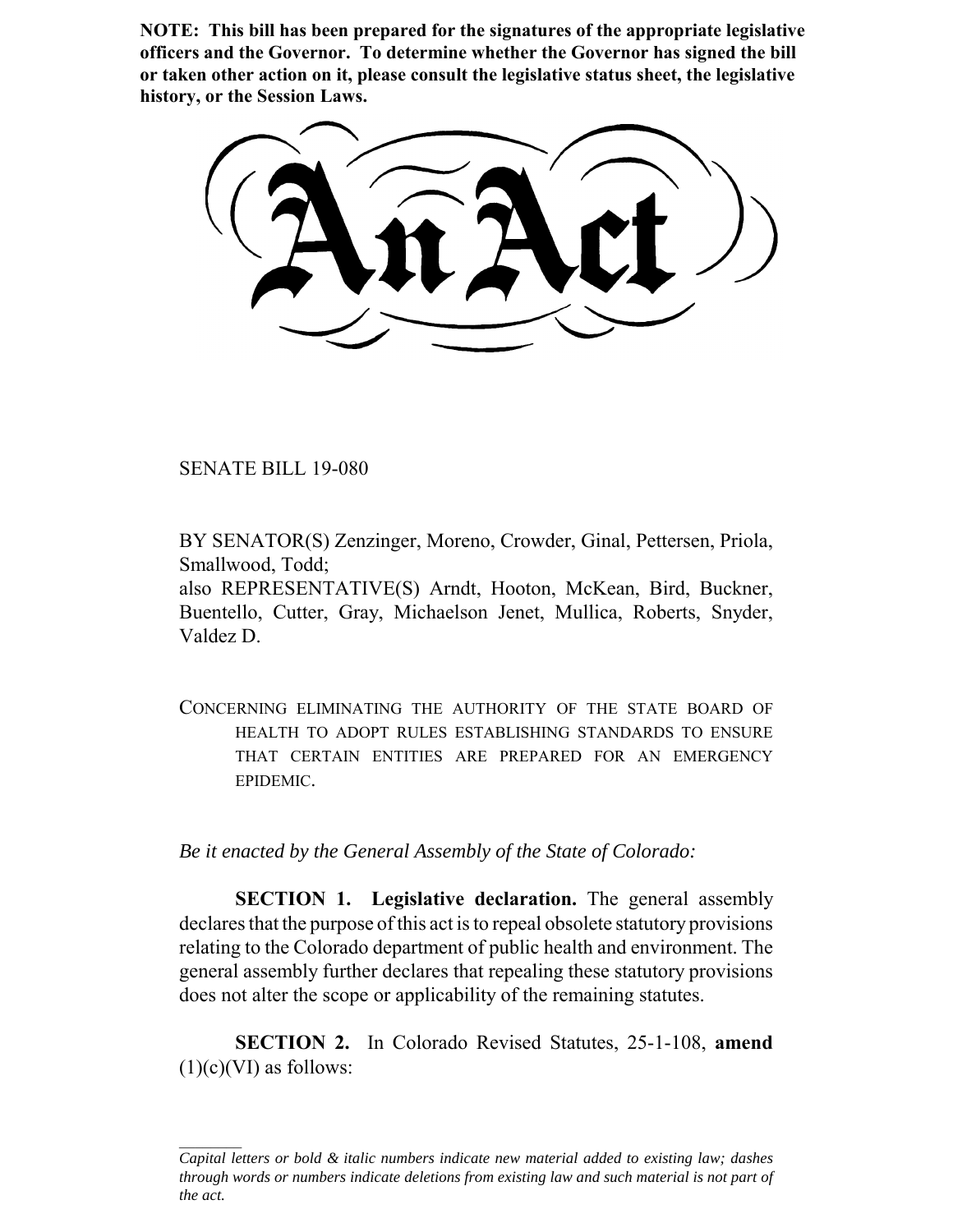**NOTE: This bill has been prepared for the signatures of the appropriate legislative officers and the Governor. To determine whether the Governor has signed the bill or taken other action on it, please consult the legislative status sheet, the legislative history, or the Session Laws.**

# An Act

SENATE BILL 19-080

BY SENATOR(S) Zenzinger, Moreno, Crowder, Ginal, Pettersen, Priola, Smallwood, Todd;
also REPRESENTATIVE(S) Arndt, Hooton, McKean, Bird, Buckner, Buentello, Cutter, Gray, Michaelson Jenet, Mullica, Roberts, Snyder, Valdez D.

CONCERNING ELIMINATING THE AUTHORITY OF THE STATE BOARD OF HEALTH TO ADOPT RULES ESTABLISHING STANDARDS TO ENSURE THAT CERTAIN ENTITIES ARE PREPARED FOR AN EMERGENCY EPIDEMIC.

*Be it enacted by the General Assembly of the State of Colorado:*

**SECTION 1. Legislative declaration.** The general assembly declares that the purpose of this act is to repeal obsolete statutory provisions relating to the Colorado department of public health and environment. The general assembly further declares that repealing these statutory provisions does not alter the scope or applicability of the remaining statutes.

**SECTION 2.** In Colorado Revised Statutes, 25-1-108, **amend** (1)(c)(VI) as follows:

*Capital letters or bold & italic numbers indicate new material added to existing law; dashes through words or numbers indicate deletions from existing law and such material is not part of the act.*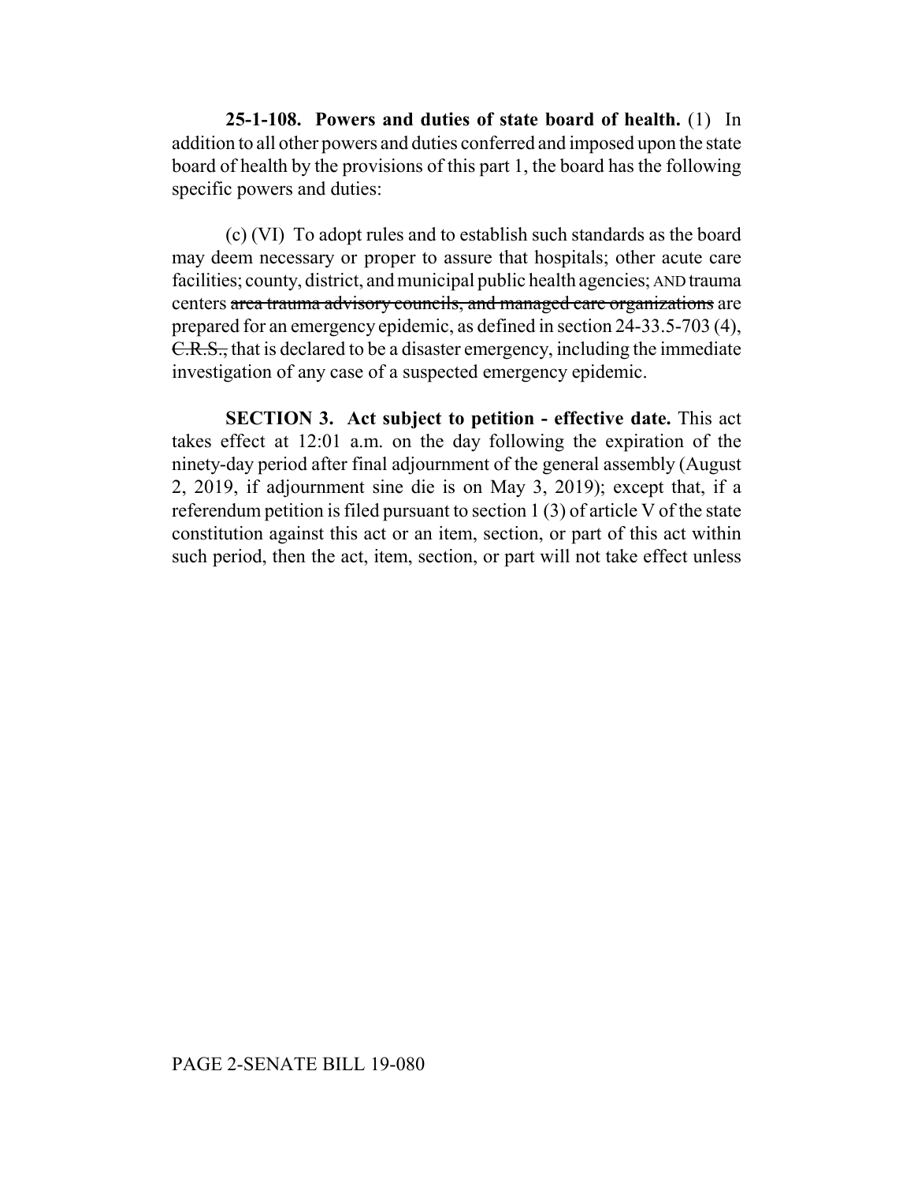**25-1-108. Powers and duties of state board of health.** (1) In addition to all other powers and duties conferred and imposed upon the state board of health by the provisions of this part 1, the board has the following specific powers and duties:

(c) (VI) To adopt rules and to establish such standards as the board may deem necessary or proper to assure that hospitals; other acute care facilities; county, district, and municipal public health agencies; AND trauma centers ~~area trauma advisory councils, and managed care organizations~~ are prepared for an emergency epidemic, as defined in section 24-33.5-703 (4), ~~C.R.S.,~~ that is declared to be a disaster emergency, including the immediate investigation of any case of a suspected emergency epidemic.

**SECTION 3. Act subject to petition - effective date.** This act takes effect at 12:01 a.m. on the day following the expiration of the ninety-day period after final adjournment of the general assembly (August 2, 2019, if adjournment sine die is on May 3, 2019); except that, if a referendum petition is filed pursuant to section 1 (3) of article V of the state constitution against this act or an item, section, or part of this act within such period, then the act, item, section, or part will not take effect unless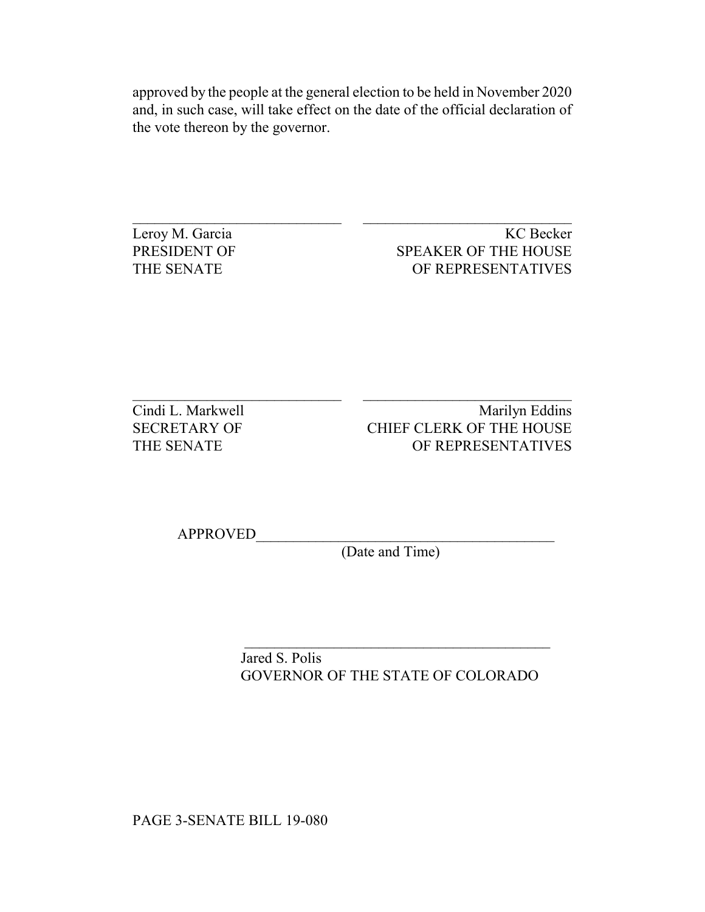approved by the people at the general election to be held in November 2020 and, in such case, will take effect on the date of the official declaration of the vote thereon by the governor.

| | |
|---|---|
| ____________________________ | ____________________________ |
| Leroy M. Garcia | KC Becker |
| PRESIDENT OF THE SENATE | SPEAKER OF THE HOUSE OF REPRESENTATIVES |

| | |
|---|---|
| ____________________________ | ____________________________ |
| Cindi L. Markwell | Marilyn Eddins |
| SECRETARY OF THE SENATE | CHIEF CLERK OF THE HOUSE OF REPRESENTATIVES |

APPROVED________________________________________
(Date and Time)

_________________________________________
Jared S. Polis
GOVERNOR OF THE STATE OF COLORADO

PAGE 3-SENATE BILL 19-080